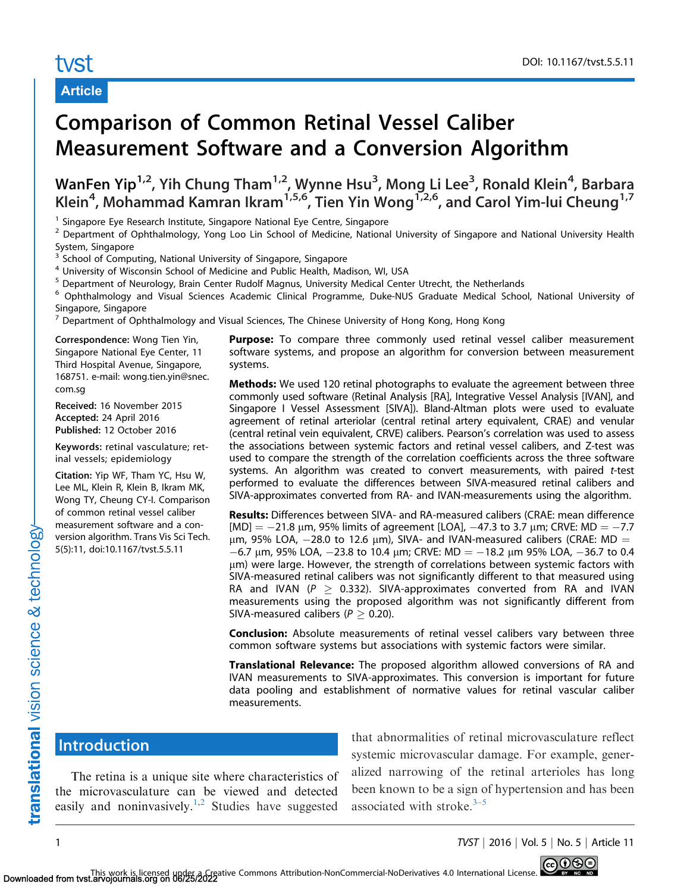Article

# Comparison of Common Retinal Vessel Caliber Measurement Software and a Conversion Algorithm

WanFen Yip[1,2], Yih Chung Tham[1,2], Wynne Hsu[3], Mong Li Lee[3], Ronald Klein[4], Barbara Klein[4], Mohammad Kamran Ikram[1,5,6], Tien Yin Wong[1,2,6], and Carol Yim-lui Cheung[1,7]

[1] Singapore Eye Research Institute, Singapore National Eye Centre, Singapore
[2] Department of Ophthalmology, Yong Loo Lin School of Medicine, National University of Singapore and National University Health System, Singapore
[3] School of Computing, National University of Singapore, Singapore
[4] University of Wisconsin School of Medicine and Public Health, Madison, WI, USA
[5] Department of Neurology, Brain Center Rudolf Magnus, University Medical Center Utrecht, the Netherlands
[6] Ophthalmology and Visual Sciences Academic Clinical Programme, Duke-NUS Graduate Medical School, National University of Singapore, Singapore
[7] Department of Ophthalmology and Visual Sciences, The Chinese University of Hong Kong, Hong Kong

**Correspondence:** Wong Tien Yin, Singapore National Eye Center, 11 Third Hospital Avenue, Singapore, 168751. e-mail: wong.tien.yin@snec.com.sg

**Received:** 16 November 2015
**Accepted:** 24 April 2016
**Published:** 12 October 2016

**Keywords:** retinal vasculature; retinal vessels; epidemiology

**Citation:** Yip WF, Tham YC, Hsu W, Lee ML, Klein R, Klein B, Ikram MK, Wong TY, Cheung CY-l. Comparison of common retinal vessel caliber measurement software and a conversion algorithm. Trans Vis Sci Tech. 5(5):11, doi:10.1167/tvst.5.5.11

**Purpose:** To compare three commonly used retinal vessel caliber measurement software systems, and propose an algorithm for conversion between measurement systems.

**Methods:** We used 120 retinal photographs to evaluate the agreement between three commonly used software (Retinal Analysis [RA], Integrative Vessel Analysis [IVAN], and Singapore I Vessel Assessment [SIVA]). Bland-Altman plots were used to evaluate agreement of retinal arteriolar (central retinal artery equivalent, CRAE) and venular (central retinal vein equivalent, CRVE) calibers. Pearson's correlation was used to assess the associations between systemic factors and retinal vessel calibers, and Z-test was used to compare the strength of the correlation coefficients across the three software systems. An algorithm was created to convert measurements, with paired *t*-test performed to evaluate the differences between SIVA-measured retinal calibers and SIVA-approximates converted from RA- and IVAN-measurements using the algorithm.

**Results:** Differences between SIVA- and RA-measured calibers (CRAE: mean difference [MD] = −21.8 μm, 95% limits of agreement [LOA], −47.3 to 3.7 μm; CRVE: MD = −7.7 μm, 95% LOA, −28.0 to 12.6 μm), SIVA- and IVAN-measured calibers (CRAE: MD = −6.7 μm, 95% LOA, −23.8 to 10.4 μm; CRVE: MD = −18.2 μm 95% LOA, −36.7 to 0.4 μm) were large. However, the strength of correlations between systemic factors with SIVA-measured retinal calibers was not significantly different to that measured using RA and IVAN ($P \geq 0.332$). SIVA-approximates converted from RA and IVAN measurements using the proposed algorithm was not significantly different from SIVA-measured calibers ($P \geq 0.20$).

**Conclusion:** Absolute measurements of retinal vessel calibers vary between three common software systems but associations with systemic factors were similar.

**Translational Relevance:** The proposed algorithm allowed conversions of RA and IVAN measurements to SIVA-approximates. This conversion is important for future data pooling and establishment of normative values for retinal vascular caliber measurements.

## Introduction

The retina is a unique site where characteristics of the microvasculature can be viewed and detected easily and noninvasively.[1,2] Studies have suggested that abnormalities of retinal microvasculature reflect systemic microvascular damage. For example, generalized narrowing of the retinal arterioles has long been known to be a sign of hypertension and has been associated with stroke.[3–5]

This work is licensed under a Creative Commons Attribution-NonCommercial-NoDerivatives 4.0 International License.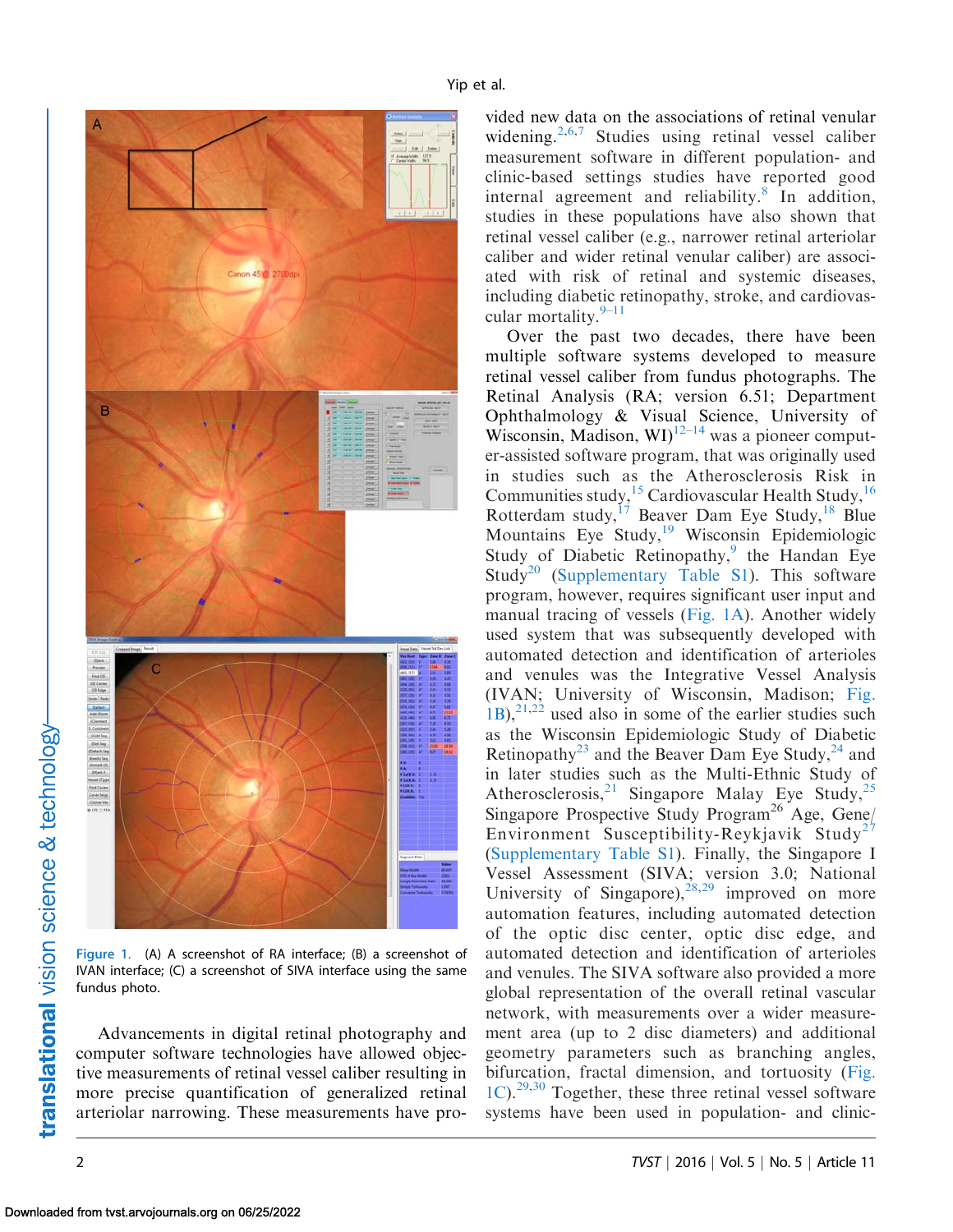Figure 1. (A) A screenshot of RA interface; (B) a screenshot of IVAN interface; (C) a screenshot of SIVA interface using the same fundus photo.

Advancements in digital retinal photography and computer software technologies have allowed objective measurements of retinal vessel caliber resulting in more precise quantification of generalized retinal arteriolar narrowing. These measurements have provided new data on the associations of retinal venular widening.[2,6,7] Studies using retinal vessel caliber measurement software in different population- and clinic-based settings studies have reported good internal agreement and reliability.[8] In addition, studies in these populations have also shown that retinal vessel caliber (e.g., narrower retinal arteriolar caliber and wider retinal venular caliber) are associated with risk of retinal and systemic diseases, including diabetic retinopathy, stroke, and cardiovascular mortality.[9–11]

Over the past two decades, there have been multiple software systems developed to measure retinal vessel caliber from fundus photographs. The Retinal Analysis (RA; version 6.51; Department Ophthalmology & Visual Science, University of Wisconsin, Madison, WI)[12–14] was a pioneer computer-assisted software program, that was originally used in studies such as the Atherosclerosis Risk in Communities study,[15] Cardiovascular Health Study,[16] Rotterdam study,[17] Beaver Dam Eye Study,[18] Blue Mountains Eye Study,[19] Wisconsin Epidemiologic Study of Diabetic Retinopathy,[9] the Handan Eye Study[20] (Supplementary Table S1). This software program, however, requires significant user input and manual tracing of vessels (Fig. 1A). Another widely used system that was subsequently developed with automated detection and identification of arterioles and venules was the Integrative Vessel Analysis (IVAN; University of Wisconsin, Madison; Fig. 1B),[21,22] used also in some of the earlier studies such as the Wisconsin Epidemiologic Study of Diabetic Retinopathy[23] and the Beaver Dam Eye Study,[24] and in later studies such as the Multi-Ethnic Study of Atherosclerosis,[21] Singapore Malay Eye Study,[25] Singapore Prospective Study Program[26] Age, Gene/Environment Susceptibility-Reykjavik Study[27] (Supplementary Table S1). Finally, the Singapore I Vessel Assessment (SIVA; version 3.0; National University of Singapore),[28,29] improved on more automation features, including automated detection of the optic disc center, optic disc edge, and automated detection and identification of arterioles and venules. The SIVA software also provided a more global representation of the overall retinal vascular network, with measurements over a wider measurement area (up to 2 disc diameters) and additional geometry parameters such as branching angles, bifurcation, fractal dimension, and tortuosity (Fig. 1C).[29,30] Together, these three retinal vessel software systems have been used in population- and clinic-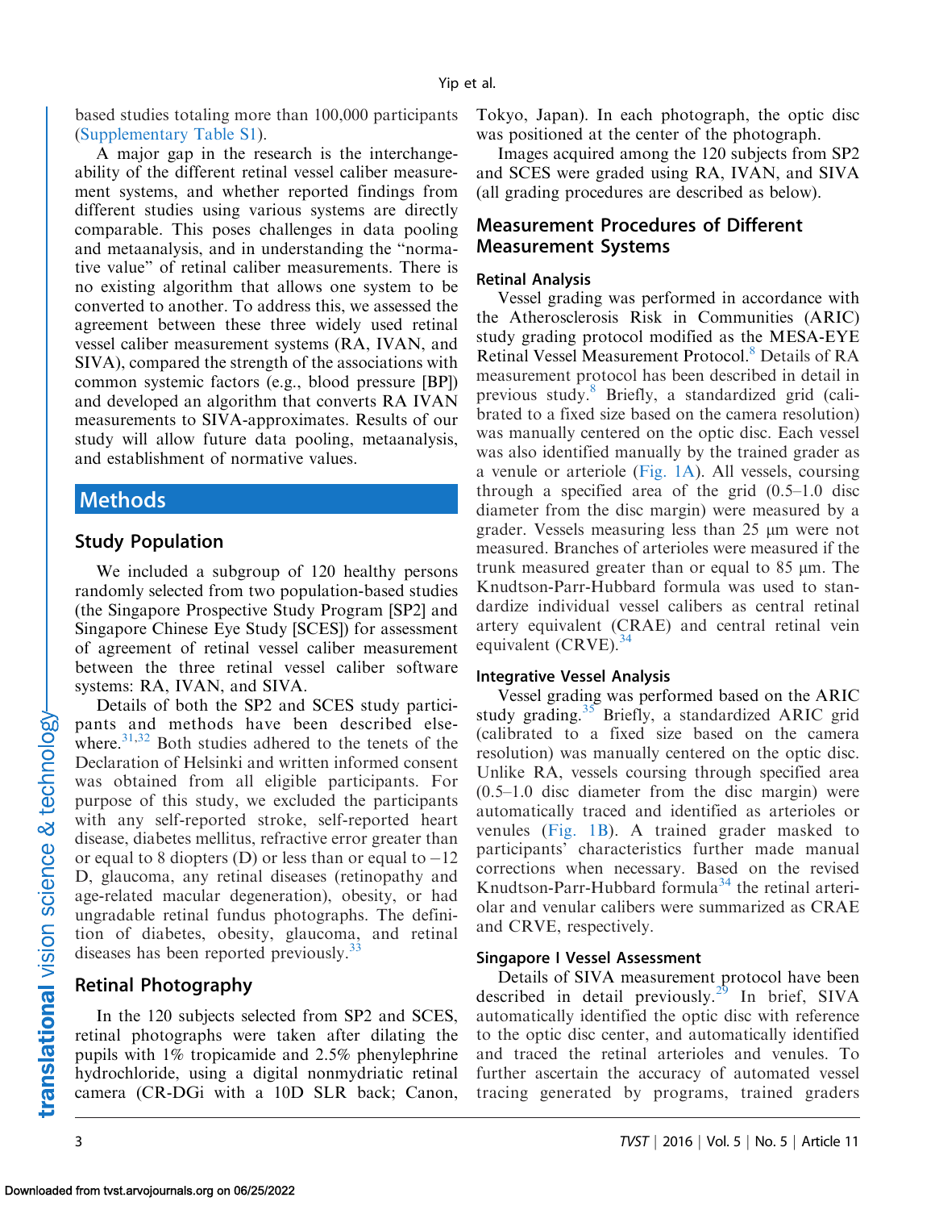based studies totaling more than 100,000 participants (Supplementary Table S1).

A major gap in the research is the interchangeability of the different retinal vessel caliber measurement systems, and whether reported findings from different studies using various systems are directly comparable. This poses challenges in data pooling and metaanalysis, and in understanding the "normative value" of retinal caliber measurements. There is no existing algorithm that allows one system to be converted to another. To address this, we assessed the agreement between these three widely used retinal vessel caliber measurement systems (RA, IVAN, and SIVA), compared the strength of the associations with common systemic factors (e.g., blood pressure [BP]) and developed an algorithm that converts RA IVAN measurements to SIVA-approximates. Results of our study will allow future data pooling, metaanalysis, and establishment of normative values.

## Methods

### Study Population

We included a subgroup of 120 healthy persons randomly selected from two population-based studies (the Singapore Prospective Study Program [SP2] and Singapore Chinese Eye Study [SCES]) for assessment of agreement of retinal vessel caliber measurement between the three retinal vessel caliber software systems: RA, IVAN, and SIVA.

Details of both the SP2 and SCES study participants and methods have been described elsewhere.[31,32] Both studies adhered to the tenets of the Declaration of Helsinki and written informed consent was obtained from all eligible participants. For purpose of this study, we excluded the participants with any self-reported stroke, self-reported heart disease, diabetes mellitus, refractive error greater than or equal to 8 diopters (D) or less than or equal to −12 D, glaucoma, any retinal diseases (retinopathy and age-related macular degeneration), obesity, or had ungradable retinal fundus photographs. The definition of diabetes, obesity, glaucoma, and retinal diseases has been reported previously.[33]

### Retinal Photography

In the 120 subjects selected from SP2 and SCES, retinal photographs were taken after dilating the pupils with 1% tropicamide and 2.5% phenylephrine hydrochloride, using a digital nonmydriatic retinal camera (CR-DGi with a 10D SLR back; Canon, Tokyo, Japan). In each photograph, the optic disc was positioned at the center of the photograph.

Images acquired among the 120 subjects from SP2 and SCES were graded using RA, IVAN, and SIVA (all grading procedures are described as below).

### Measurement Procedures of Different Measurement Systems

#### Retinal Analysis

Vessel grading was performed in accordance with the Atherosclerosis Risk in Communities (ARIC) study grading protocol modified as the MESA-EYE Retinal Vessel Measurement Protocol.[8] Details of RA measurement protocol has been described in detail in previous study.[8] Briefly, a standardized grid (calibrated to a fixed size based on the camera resolution) was manually centered on the optic disc. Each vessel was also identified manually by the trained grader as a venule or arteriole (Fig. 1A). All vessels, coursing through a specified area of the grid (0.5–1.0 disc diameter from the disc margin) were measured by a grader. Vessels measuring less than 25 μm were not measured. Branches of arterioles were measured if the trunk measured greater than or equal to 85 μm. The Knudtson-Parr-Hubbard formula was used to standardize individual vessel calibers as central retinal artery equivalent (CRAE) and central retinal vein equivalent (CRVE).[34]

#### Integrative Vessel Analysis

Vessel grading was performed based on the ARIC study grading.[35] Briefly, a standardized ARIC grid (calibrated to a fixed size based on the camera resolution) was manually centered on the optic disc. Unlike RA, vessels coursing through specified area (0.5–1.0 disc diameter from the disc margin) were automatically traced and identified as arterioles or venules (Fig. 1B). A trained grader masked to participants' characteristics further made manual corrections when necessary. Based on the revised Knudtson-Parr-Hubbard formula[34] the retinal arteriolar and venular calibers were summarized as CRAE and CRVE, respectively.

#### Singapore I Vessel Assessment

Details of SIVA measurement protocol have been described in detail previously.[29] In brief, SIVA automatically identified the optic disc with reference to the optic disc center, and automatically identified and traced the retinal arterioles and venules. To further ascertain the accuracy of automated vessel tracing generated by programs, trained graders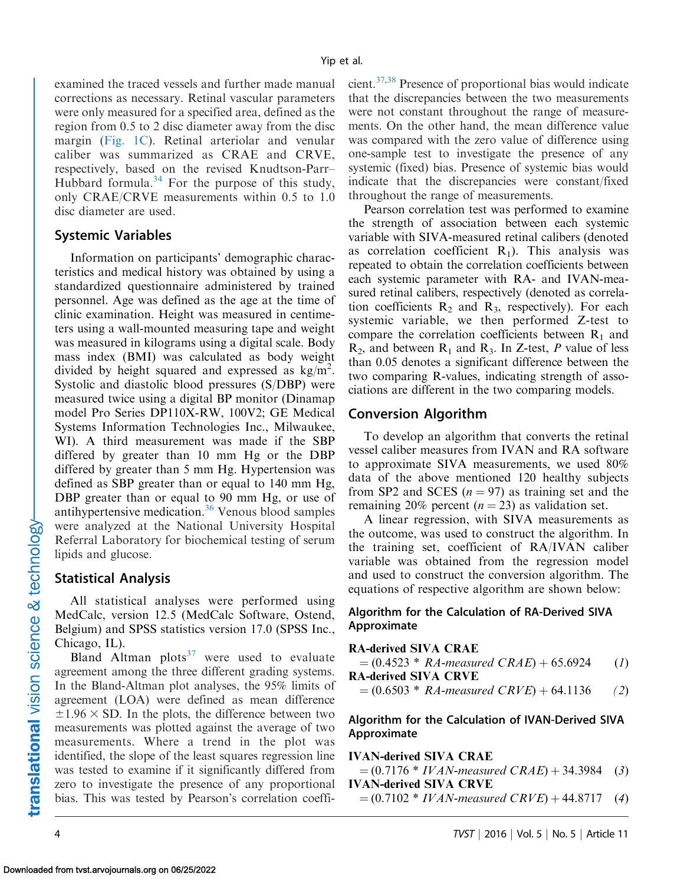examined the traced vessels and further made manual corrections as necessary. Retinal vascular parameters were only measured for a specified area, defined as the region from 0.5 to 2 disc diameter away from the disc margin (Fig. 1C). Retinal arteriolar and venular caliber was summarized as CRAE and CRVE, respectively, based on the revised Knudtson-Parr–Hubbard formula.[34] For the purpose of this study, only CRAE/CRVE measurements within 0.5 to 1.0 disc diameter are used.

## Systemic Variables

Information on participants' demographic characteristics and medical history was obtained by using a standardized questionnaire administered by trained personnel. Age was defined as the age at the time of clinic examination. Height was measured in centimeters using a wall-mounted measuring tape and weight was measured in kilograms using a digital scale. Body mass index (BMI) was calculated as body weight divided by height squared and expressed as $kg/m^2$. Systolic and diastolic blood pressures (S/DBP) were measured twice using a digital BP monitor (Dinamap model Pro Series DP110X-RW, 100V2; GE Medical Systems Information Technologies Inc., Milwaukee, WI). A third measurement was made if the SBP differed by greater than 10 mm Hg or the DBP differed by greater than 5 mm Hg. Hypertension was defined as SBP greater than or equal to 140 mm Hg, DBP greater than or equal to 90 mm Hg, or use of antihypertensive medication.[36] Venous blood samples were analyzed at the National University Hospital Referral Laboratory for biochemical testing of serum lipids and glucose.

## Statistical Analysis

All statistical analyses were performed using MedCalc, version 12.5 (MedCalc Software, Ostend, Belgium) and SPSS statistics version 17.0 (SPSS Inc., Chicago, IL).

Bland Altman plots[37] were used to evaluate agreement among the three different grading systems. In the Bland-Altman plot analyses, the 95% limits of agreement (LOA) were defined as mean difference $\pm 1.96 \times$ SD. In the plots, the difference between two measurements was plotted against the average of two measurements. Where a trend in the plot was identified, the slope of the least squares regression line was tested to examine if it significantly differed from zero to investigate the presence of any proportional bias. This was tested by Pearson's correlation coefficient.[37,38] Presence of proportional bias would indicate that the discrepancies between the two measurements were not constant throughout the range of measurements. On the other hand, the mean difference value was compared with the zero value of difference using one-sample test to investigate the presence of any systemic (fixed) bias. Presence of systemic bias would indicate that the discrepancies were constant/fixed throughout the range of measurements.

Pearson correlation test was performed to examine the strength of association between each systemic variable with SIVA-measured retinal calibers (denoted as correlation coefficient $R_1$). This analysis was repeated to obtain the correlation coefficients between each systemic parameter with RA- and IVAN-measured retinal calibers, respectively (denoted as correlation coefficients $R_2$ and $R_3$, respectively). For each systemic variable, we then performed Z-test to compare the correlation coefficients between $R_1$ and $R_2$, and between $R_1$ and $R_3$. In Z-test, $P$ value of less than 0.05 denotes a significant difference between the two comparing R-values, indicating strength of associations are different in the two comparing models.

## Conversion Algorithm

To develop an algorithm that converts the retinal vessel caliber measures from IVAN and RA software to approximate SIVA measurements, we used 80% data of the above mentioned 120 healthy subjects from SP2 and SCES ($n = 97$) as training set and the remaining 20% percent ($n = 23$) as validation set.

A linear regression, with SIVA measurements as the outcome, was used to construct the algorithm. In the training set, coefficient of RA/IVAN caliber variable was obtained from the regression model and used to construct the conversion algorithm. The equations of respective algorithm are shown below:

### Algorithm for the Calculation of RA-Derived SIVA Approximate

**RA-derived SIVA CRAE**

$$= (0.4523 * \textit{RA-measured CRAE}) + 65.6924 \quad (1)$$

**RA-derived SIVA CRVE**

$$= (0.6503 * \textit{RA-measured CRVE}) + 64.1136 \quad (2)$$

### Algorithm for the Calculation of IVAN-Derived SIVA Approximate

**IVAN-derived SIVA CRAE**

$$= (0.7176 * \textit{IVAN-measured CRAE}) + 34.3984 \quad (3)$$

**IVAN-derived SIVA CRVE**

$$= (0.7102 * \textit{IVAN-measured CRVE}) + 44.8717 \quad (4)$$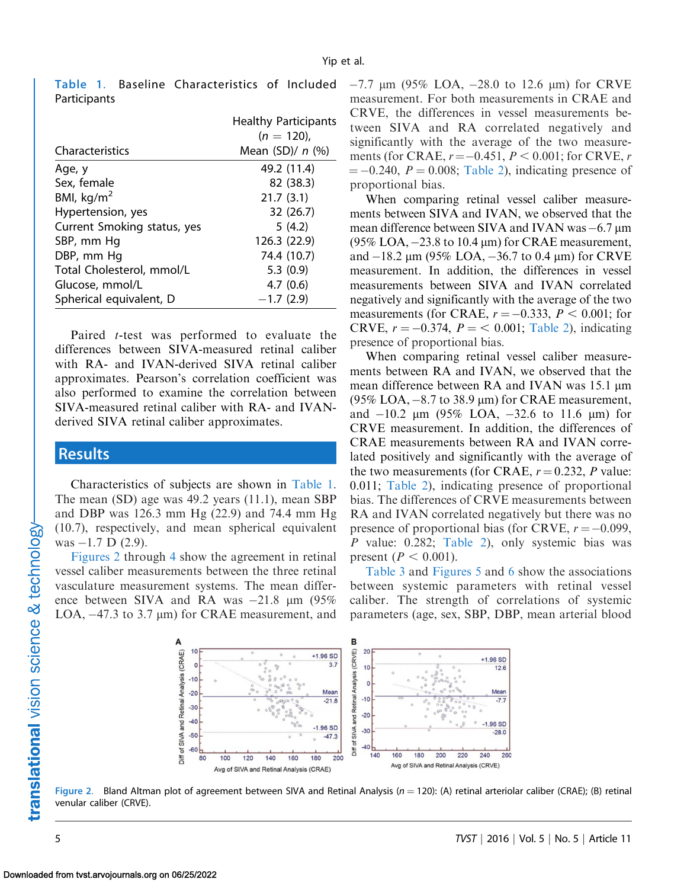**Table 1.** Baseline Characteristics of Included Participants

| Characteristics | Healthy Participants ($n$ = 120), Mean (SD)/ $n$ (%) |
|---|---|
| Age, y | 49.2 (11.4) |
| Sex, female | 82 (38.3) |
| BMI, kg/m$^2$ | 21.7 (3.1) |
| Hypertension, yes | 32 (26.7) |
| Current Smoking status, yes | 5 (4.2) |
| SBP, mm Hg | 126.3 (22.9) |
| DBP, mm Hg | 74.4 (10.7) |
| Total Cholesterol, mmol/L | 5.3 (0.9) |
| Glucose, mmol/L | 4.7 (0.6) |
| Spherical equivalent, D | −1.7 (2.9) |

Paired $t$-test was performed to evaluate the differences between SIVA-measured retinal caliber with RA- and IVAN-derived SIVA retinal caliber approximates. Pearson's correlation coefficient was also performed to examine the correlation between SIVA-measured retinal caliber with RA- and IVAN-derived SIVA retinal caliber approximates.

## Results

Characteristics of subjects are shown in Table 1. The mean (SD) age was 49.2 years (11.1), mean SBP and DBP was 126.3 mm Hg (22.9) and 74.4 mm Hg (10.7), respectively, and mean spherical equivalent was −1.7 D (2.9).

Figures 2 through 4 show the agreement in retinal vessel caliber measurements between the three retinal vasculature measurement systems. The mean difference between SIVA and RA was −21.8 μm (95% LOA, −47.3 to 3.7 μm) for CRAE measurement, and −7.7 μm (95% LOA, −28.0 to 12.6 μm) for CRVE measurement. For both measurements in CRAE and CRVE, the differences in vessel measurements between SIVA and RA correlated negatively and significantly with the average of the two measurements (for CRAE, $r = -0.451$, $P < 0.001$; for CRVE, $r = -0.240$, $P = 0.008$; Table 2), indicating presence of proportional bias.

When comparing retinal vessel caliber measurements between SIVA and IVAN, we observed that the mean difference between SIVA and IVAN was −6.7 μm (95% LOA, −23.8 to 10.4 μm) for CRAE measurement, and −18.2 μm (95% LOA, −36.7 to 0.4 μm) for CRVE measurement. In addition, the differences in vessel measurements between SIVA and IVAN correlated negatively and significantly with the average of the two measurements (for CRAE, $r = -0.333$, $P < 0.001$; for CRVE, $r = -0.374$, $P = < 0.001$; Table 2), indicating presence of proportional bias.

When comparing retinal vessel caliber measurements between RA and IVAN, we observed that the mean difference between RA and IVAN was 15.1 μm (95% LOA, −8.7 to 38.9 μm) for CRAE measurement, and −10.2 μm (95% LOA, −32.6 to 11.6 μm) for CRVE measurement. In addition, the differences of CRAE measurements between RA and IVAN correlated positively and significantly with the average of the two measurements (for CRAE, $r = 0.232$, $P$ value: 0.011; Table 2), indicating presence of proportional bias. The differences of CRVE measurements between RA and IVAN correlated negatively but there was no presence of proportional bias (for CRVE, $r = -0.099$, $P$ value: 0.282; Table 2), only systemic bias was present ($P < 0.001$).

Table 3 and Figures 5 and 6 show the associations between systemic parameters with retinal vessel caliber. The strength of correlations of systemic parameters (age, sex, SBP, DBP, mean arterial blood

Figure 2. Bland Altman plot of agreement between SIVA and Retinal Analysis ($n$ = 120): (A) retinal arteriolar caliber (CRAE); (B) retinal venular caliber (CRVE).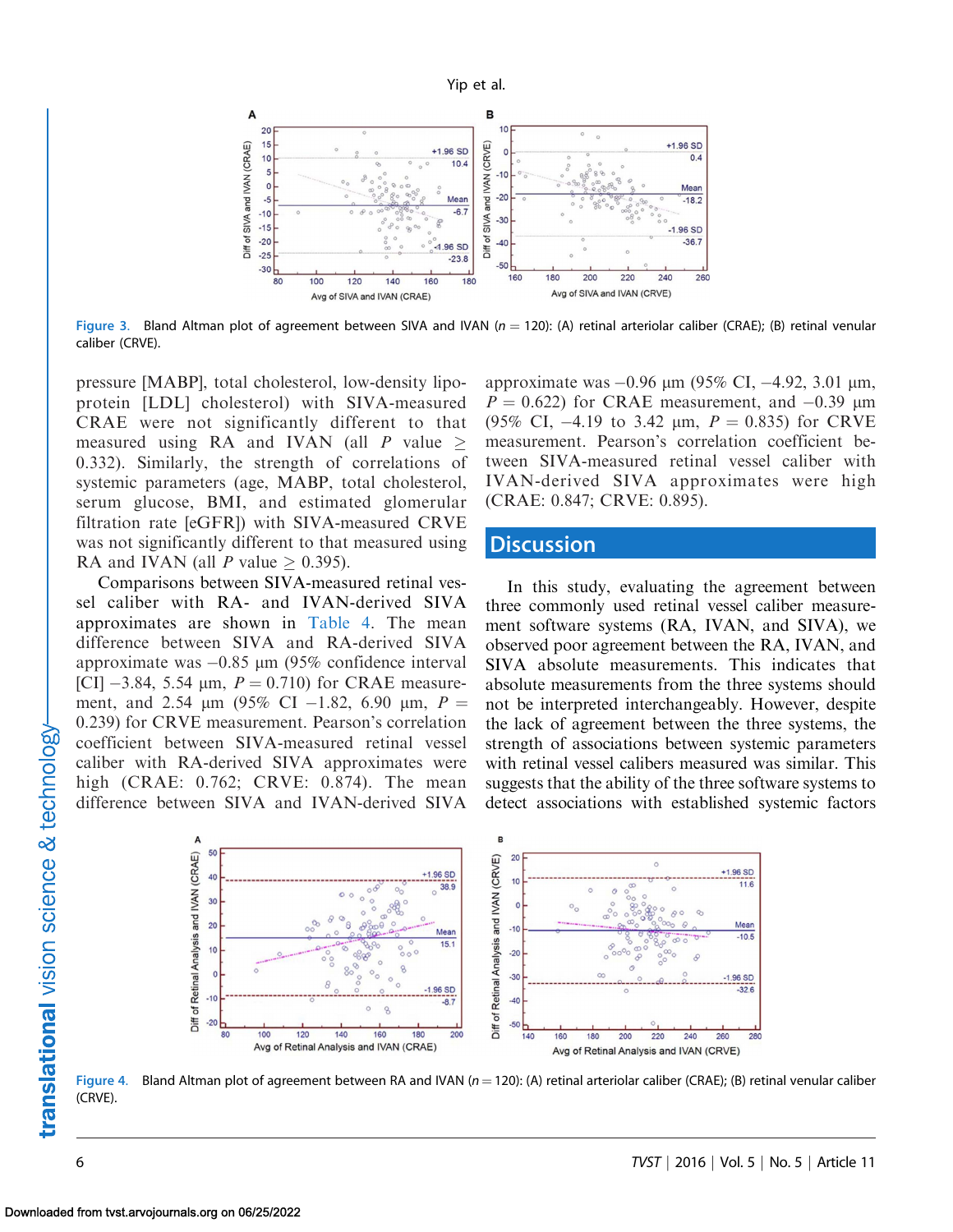Figure 3. Bland Altman plot of agreement between SIVA and IVAN ($n = 120$): (A) retinal arteriolar caliber (CRAE); (B) retinal venular caliber (CRVE).

pressure [MABP], total cholesterol, low-density lipoprotein [LDL] cholesterol) with SIVA-measured CRAE were not significantly different to that measured using RA and IVAN (all $P$ value $\geq$ 0.332). Similarly, the strength of correlations of systemic parameters (age, MABP, total cholesterol, serum glucose, BMI, and estimated glomerular filtration rate [eGFR]) with SIVA-measured CRVE was not significantly different to that measured using RA and IVAN (all $P$ value $\geq$ 0.395).

Comparisons between SIVA-measured retinal vessel caliber with RA- and IVAN-derived SIVA approximates are shown in Table 4. The mean difference between SIVA and RA-derived SIVA approximate was −0.85 µm (95% confidence interval [CI] −3.84, 5.54 µm, $P = 0.710$) for CRAE measurement, and 2.54 µm (95% CI −1.82, 6.90 µm, $P = 0.239$) for CRVE measurement. Pearson's correlation coefficient between SIVA-measured retinal vessel caliber with RA-derived SIVA approximates were high (CRAE: 0.762; CRVE: 0.874). The mean difference between SIVA and IVAN-derived SIVA approximate was −0.96 µm (95% CI, −4.92, 3.01 µm, $P = 0.622$) for CRAE measurement, and −0.39 µm (95% CI, −4.19 to 3.42 µm, $P = 0.835$) for CRVE measurement. Pearson's correlation coefficient between SIVA-measured retinal vessel caliber with IVAN-derived SIVA approximates were high (CRAE: 0.847; CRVE: 0.895).

## Discussion

In this study, evaluating the agreement between three commonly used retinal vessel caliber measurement software systems (RA, IVAN, and SIVA), we observed poor agreement between the RA, IVAN, and SIVA absolute measurements. This indicates that absolute measurements from the three systems should not be interpreted interchangeably. However, despite the lack of agreement between the three systems, the strength of associations between systemic parameters with retinal vessel calibers measured was similar. This suggests that the ability of the three software systems to detect associations with established systemic factors

Figure 4. Bland Altman plot of agreement between RA and IVAN ($n = 120$): (A) retinal arteriolar caliber (CRAE); (B) retinal venular caliber (CRVE).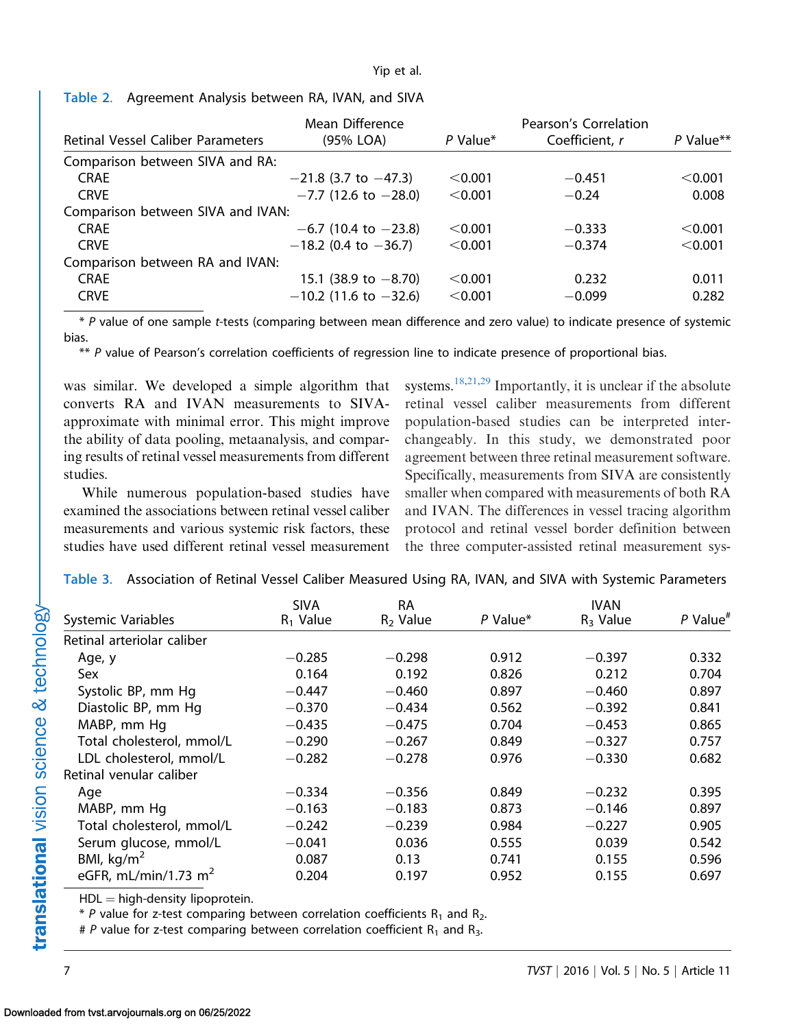Table 2. Agreement Analysis between RA, IVAN, and SIVA

| Retinal Vessel Caliber Parameters | Mean Difference (95% LOA) | *P* Value* | Pearson's Correlation Coefficient, *r* | *P* Value** |
|---|---|---|---|---|
| Comparison between SIVA and RA: | | | | |
| CRAE | −21.8 (3.7 to −47.3) | <0.001 | −0.451 | <0.001 |
| CRVE | −7.7 (12.6 to −28.0) | <0.001 | −0.24 | 0.008 |
| Comparison between SIVA and IVAN: | | | | |
| CRAE | −6.7 (10.4 to −23.8) | <0.001 | −0.333 | <0.001 |
| CRVE | −18.2 (0.4 to −36.7) | <0.001 | −0.374 | <0.001 |
| Comparison between RA and IVAN: | | | | |
| CRAE | 15.1 (38.9 to −8.70) | <0.001 | 0.232 | 0.011 |
| CRVE | −10.2 (11.6 to −32.6) | <0.001 | −0.099 | 0.282 |

* *P* value of one sample *t*-tests (comparing between mean difference and zero value) to indicate presence of systemic bias.

** *P* value of Pearson's correlation coefficients of regression line to indicate presence of proportional bias.

was similar. We developed a simple algorithm that converts RA and IVAN measurements to SIVA-approximate with minimal error. This might improve the ability of data pooling, metaanalysis, and comparing results of retinal vessel measurements from different studies.

While numerous population-based studies have examined the associations between retinal vessel caliber measurements and various systemic risk factors, these studies have used different retinal vessel measurement systems.[18,21,29] Importantly, it is unclear if the absolute retinal vessel caliber measurements from different population-based studies can be interpreted interchangeably. In this study, we demonstrated poor agreement between three retinal measurement software. Specifically, measurements from SIVA are consistently smaller when compared with measurements of both RA and IVAN. The differences in vessel tracing algorithm protocol and retinal vessel border definition between the three computer-assisted retinal measurement sys-

Table 3. Association of Retinal Vessel Caliber Measured Using RA, IVAN, and SIVA with Systemic Parameters

| Systemic Variables | SIVA $R_1$ Value | RA $R_2$ Value | *P* Value* | IVAN $R_3$ Value | *P* Value# |
|---|---|---|---|---|---|
| Retinal arteriolar caliber | | | | | |
| Age, y | −0.285 | −0.298 | 0.912 | −0.397 | 0.332 |
| Sex | 0.164 | 0.192 | 0.826 | 0.212 | 0.704 |
| Systolic BP, mm Hg | −0.447 | −0.460 | 0.897 | −0.460 | 0.897 |
| Diastolic BP, mm Hg | −0.370 | −0.434 | 0.562 | −0.392 | 0.841 |
| MABP, mm Hg | −0.435 | −0.475 | 0.704 | −0.453 | 0.865 |
| Total cholesterol, mmol/L | −0.290 | −0.267 | 0.849 | −0.327 | 0.757 |
| LDL cholesterol, mmol/L | −0.282 | −0.278 | 0.976 | −0.330 | 0.682 |
| Retinal venular caliber | | | | | |
| Age | −0.334 | −0.356 | 0.849 | −0.232 | 0.395 |
| MABP, mm Hg | −0.163 | −0.183 | 0.873 | −0.146 | 0.897 |
| Total cholesterol, mmol/L | −0.242 | −0.239 | 0.984 | −0.227 | 0.905 |
| Serum glucose, mmol/L | −0.041 | 0.036 | 0.555 | 0.039 | 0.542 |
| BMI, kg/m$^2$ | 0.087 | 0.13 | 0.741 | 0.155 | 0.596 |
| eGFR, mL/min/1.73 m$^2$ | 0.204 | 0.197 | 0.952 | 0.155 | 0.697 |

HDL = high-density lipoprotein.

* *P* value for z-test comparing between correlation coefficients $R_1$ and $R_2$.

# *P* value for z-test comparing between correlation coefficient $R_1$ and $R_3$.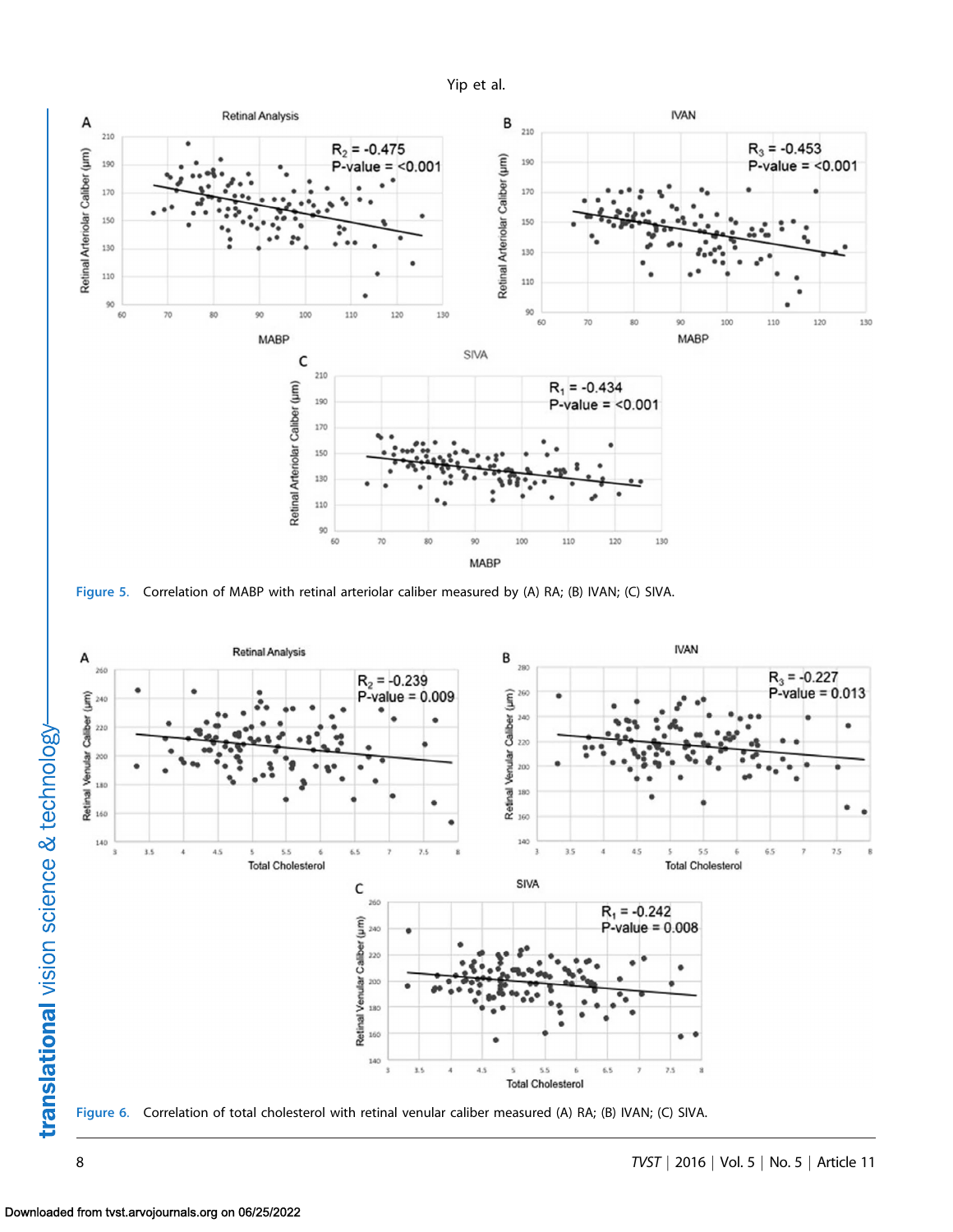Figure 5. Correlation of MABP with retinal arteriolar caliber measured by (A) RA; (B) IVAN; (C) SIVA.

Figure 6. Correlation of total cholesterol with retinal venular caliber measured (A) RA; (B) IVAN; (C) SIVA.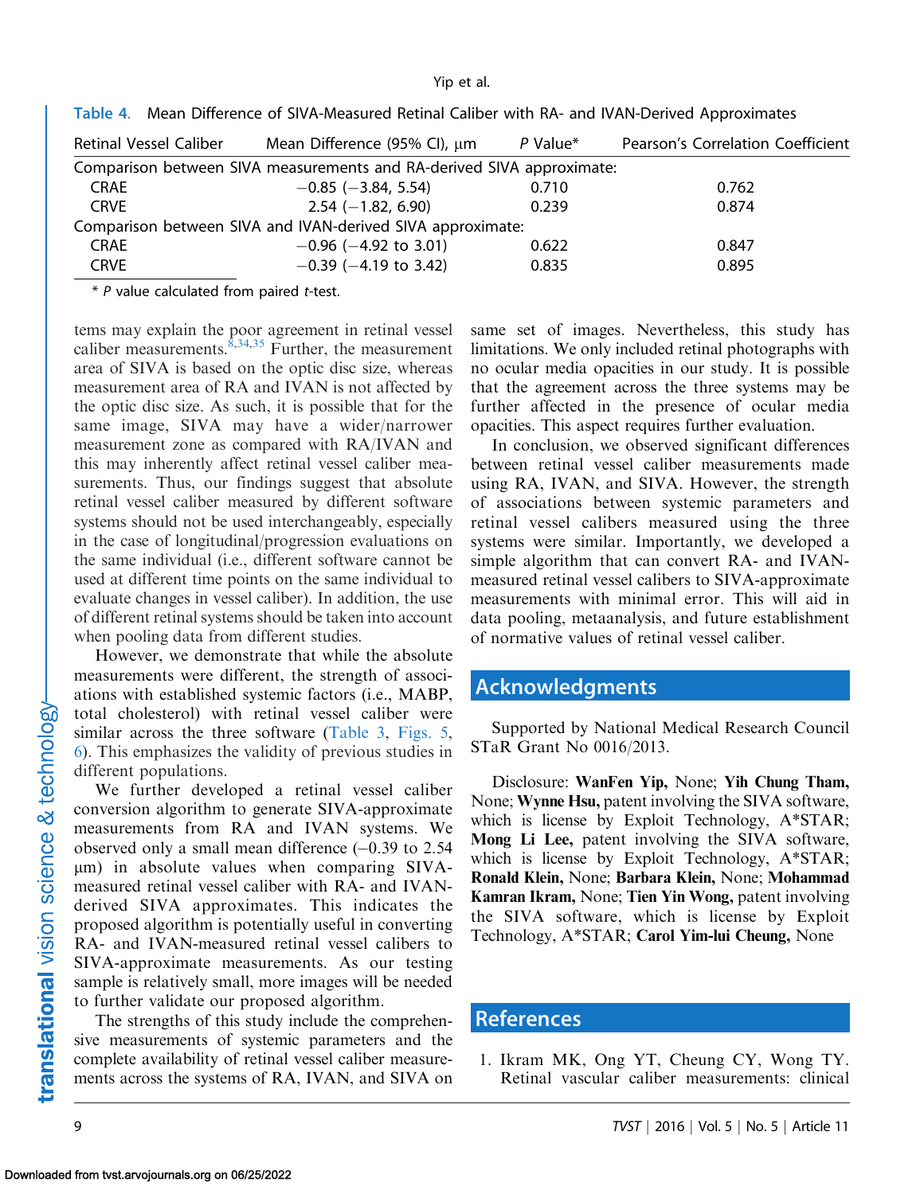Table 4. Mean Difference of SIVA-Measured Retinal Caliber with RA- and IVAN-Derived Approximates

| Retinal Vessel Caliber | Mean Difference (95% CI), μm | *P* Value* | Pearson's Correlation Coefficient |
|---|---|---|---|
| Comparison between SIVA measurements and RA-derived SIVA approximate: | | | |
| CRAE | −0.85 (−3.84, 5.54) | 0.710 | 0.762 |
| CRVE | 2.54 (−1.82, 6.90) | 0.239 | 0.874 |
| Comparison between SIVA and IVAN-derived SIVA approximate: | | | |
| CRAE | −0.96 (−4.92 to 3.01) | 0.622 | 0.847 |
| CRVE | −0.39 (−4.19 to 3.42) | 0.835 | 0.895 |

\* *P* value calculated from paired *t*-test.

tems may explain the poor agreement in retinal vessel caliber measurements.[8,34,35] Further, the measurement area of SIVA is based on the optic disc size, whereas measurement area of RA and IVAN is not affected by the optic disc size. As such, it is possible that for the same image, SIVA may have a wider/narrower measurement zone as compared with RA/IVAN and this may inherently affect retinal vessel caliber measurements. Thus, our findings suggest that absolute retinal vessel caliber measured by different software systems should not be used interchangeably, especially in the case of longitudinal/progression evaluations on the same individual (i.e., different software cannot be used at different time points on the same individual to evaluate changes in vessel caliber). In addition, the use of different retinal systems should be taken into account when pooling data from different studies.

However, we demonstrate that while the absolute measurements were different, the strength of associations with established systemic factors (i.e., MABP, total cholesterol) with retinal vessel caliber were similar across the three software (Table 3, Figs. 5, 6). This emphasizes the validity of previous studies in different populations.

We further developed a retinal vessel caliber conversion algorithm to generate SIVA-approximate measurements from RA and IVAN systems. We observed only a small mean difference (−0.39 to 2.54 μm) in absolute values when comparing SIVA-measured retinal vessel caliber with RA- and IVAN-derived SIVA approximates. This indicates the proposed algorithm is potentially useful in converting RA- and IVAN-measured retinal vessel calibers to SIVA-approximate measurements. As our testing sample is relatively small, more images will be needed to further validate our proposed algorithm.

The strengths of this study include the comprehensive measurements of systemic parameters and the complete availability of retinal vessel caliber measurements across the systems of RA, IVAN, and SIVA on same set of images. Nevertheless, this study has limitations. We only included retinal photographs with no ocular media opacities in our study. It is possible that the agreement across the three systems may be further affected in the presence of ocular media opacities. This aspect requires further evaluation.

In conclusion, we observed significant differences between retinal vessel caliber measurements made using RA, IVAN, and SIVA. However, the strength of associations between systemic parameters and retinal vessel calibers measured using the three systems were similar. Importantly, we developed a simple algorithm that can convert RA- and IVAN-measured retinal vessel calibers to SIVA-approximate measurements with minimal error. This will aid in data pooling, metaanalysis, and future establishment of normative values of retinal vessel caliber.

## Acknowledgments

Supported by National Medical Research Council STaR Grant No 0016/2013.

Disclosure: **WanFen Yip,** None; **Yih Chung Tham,** None; **Wynne Hsu,** patent involving the SIVA software, which is license by Exploit Technology, A*STAR; **Mong Li Lee,** patent involving the SIVA software, which is license by Exploit Technology, A*STAR; **Ronald Klein,** None; **Barbara Klein,** None; **Mohammad Kamran Ikram,** None; **Tien Yin Wong,** patent involving the SIVA software, which is license by Exploit Technology, A*STAR; **Carol Yim-lui Cheung,** None

## References

1. Ikram MK, Ong YT, Cheung CY, Wong TY. Retinal vascular caliber measurements: clinical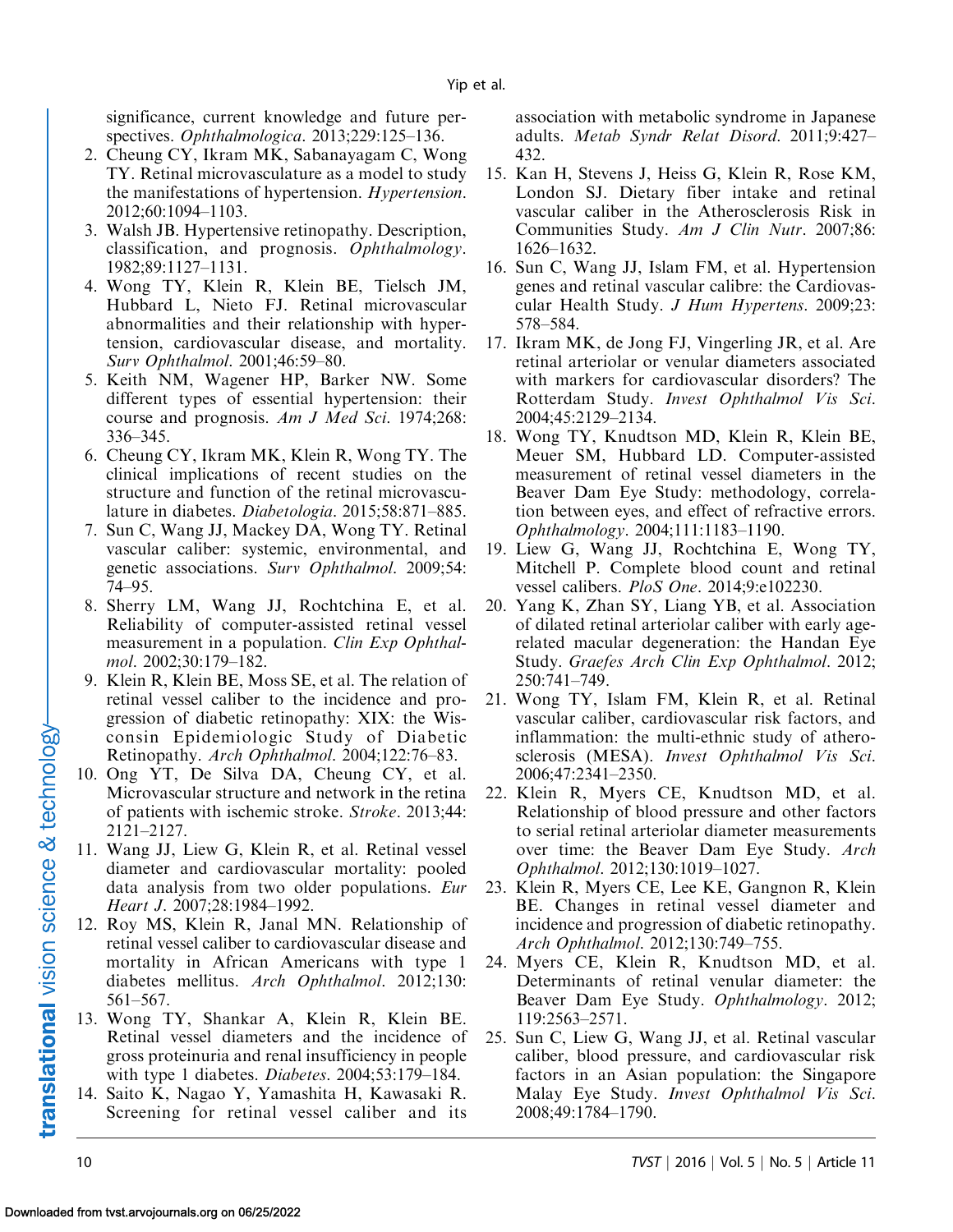significance, current knowledge and future perspectives. *Ophthalmologica*. 2013;229:125–136.

2. Cheung CY, Ikram MK, Sabanayagam C, Wong TY. Retinal microvasculature as a model to study the manifestations of hypertension. *Hypertension*. 2012;60:1094–1103.
3. Walsh JB. Hypertensive retinopathy. Description, classification, and prognosis. *Ophthalmology*. 1982;89:1127–1131.
4. Wong TY, Klein R, Klein BE, Tielsch JM, Hubbard L, Nieto FJ. Retinal microvascular abnormalities and their relationship with hypertension, cardiovascular disease, and mortality. *Surv Ophthalmol*. 2001;46:59–80.
5. Keith NM, Wagener HP, Barker NW. Some different types of essential hypertension: their course and prognosis. *Am J Med Sci*. 1974;268: 336–345.
6. Cheung CY, Ikram MK, Klein R, Wong TY. The clinical implications of recent studies on the structure and function of the retinal microvasculature in diabetes. *Diabetologia*. 2015;58:871–885.
7. Sun C, Wang JJ, Mackey DA, Wong TY. Retinal vascular caliber: systemic, environmental, and genetic associations. *Surv Ophthalmol*. 2009;54: 74–95.
8. Sherry LM, Wang JJ, Rochtchina E, et al. Reliability of computer-assisted retinal vessel measurement in a population. *Clin Exp Ophthalmol*. 2002;30:179–182.
9. Klein R, Klein BE, Moss SE, et al. The relation of retinal vessel caliber to the incidence and progression of diabetic retinopathy: XIX: the Wisconsin Epidemiologic Study of Diabetic Retinopathy. *Arch Ophthalmol*. 2004;122:76–83.
10. Ong YT, De Silva DA, Cheung CY, et al. Microvascular structure and network in the retina of patients with ischemic stroke. *Stroke*. 2013;44: 2121–2127.
11. Wang JJ, Liew G, Klein R, et al. Retinal vessel diameter and cardiovascular mortality: pooled data analysis from two older populations. *Eur Heart J*. 2007;28:1984–1992.
12. Roy MS, Klein R, Janal MN. Relationship of retinal vessel caliber to cardiovascular disease and mortality in African Americans with type 1 diabetes mellitus. *Arch Ophthalmol*. 2012;130: 561–567.
13. Wong TY, Shankar A, Klein R, Klein BE. Retinal vessel diameters and the incidence of gross proteinuria and renal insufficiency in people with type 1 diabetes. *Diabetes*. 2004;53:179–184.
14. Saito K, Nagao Y, Yamashita H, Kawasaki R. Screening for retinal vessel caliber and its association with metabolic syndrome in Japanese adults. *Metab Syndr Relat Disord*. 2011;9:427–432.
15. Kan H, Stevens J, Heiss G, Klein R, Rose KM, London SJ. Dietary fiber intake and retinal vascular caliber in the Atherosclerosis Risk in Communities Study. *Am J Clin Nutr*. 2007;86: 1626–1632.
16. Sun C, Wang JJ, Islam FM, et al. Hypertension genes and retinal vascular calibre: the Cardiovascular Health Study. *J Hum Hypertens*. 2009;23: 578–584.
17. Ikram MK, de Jong FJ, Vingerling JR, et al. Are retinal arteriolar or venular diameters associated with markers for cardiovascular disorders? The Rotterdam Study. *Invest Ophthalmol Vis Sci*. 2004;45:2129–2134.
18. Wong TY, Knudtson MD, Klein R, Klein BE, Meuer SM, Hubbard LD. Computer-assisted measurement of retinal vessel diameters in the Beaver Dam Eye Study: methodology, correlation between eyes, and effect of refractive errors. *Ophthalmology*. 2004;111:1183–1190.
19. Liew G, Wang JJ, Rochtchina E, Wong TY, Mitchell P. Complete blood count and retinal vessel calibers. *PloS One*. 2014;9:e102230.
20. Yang K, Zhan SY, Liang YB, et al. Association of dilated retinal arteriolar caliber with early age-related macular degeneration: the Handan Eye Study. *Graefes Arch Clin Exp Ophthalmol*. 2012; 250:741–749.
21. Wong TY, Islam FM, Klein R, et al. Retinal vascular caliber, cardiovascular risk factors, and inflammation: the multi-ethnic study of atherosclerosis (MESA). *Invest Ophthalmol Vis Sci*. 2006;47:2341–2350.
22. Klein R, Myers CE, Knudtson MD, et al. Relationship of blood pressure and other factors to serial retinal arteriolar diameter measurements over time: the Beaver Dam Eye Study. *Arch Ophthalmol*. 2012;130:1019–1027.
23. Klein R, Myers CE, Lee KE, Gangnon R, Klein BE. Changes in retinal vessel diameter and incidence and progression of diabetic retinopathy. *Arch Ophthalmol*. 2012;130:749–755.
24. Myers CE, Klein R, Knudtson MD, et al. Determinants of retinal venular diameter: the Beaver Dam Eye Study. *Ophthalmology*. 2012; 119:2563–2571.
25. Sun C, Liew G, Wang JJ, et al. Retinal vascular caliber, blood pressure, and cardiovascular risk factors in an Asian population: the Singapore Malay Eye Study. *Invest Ophthalmol Vis Sci*. 2008;49:1784–1790.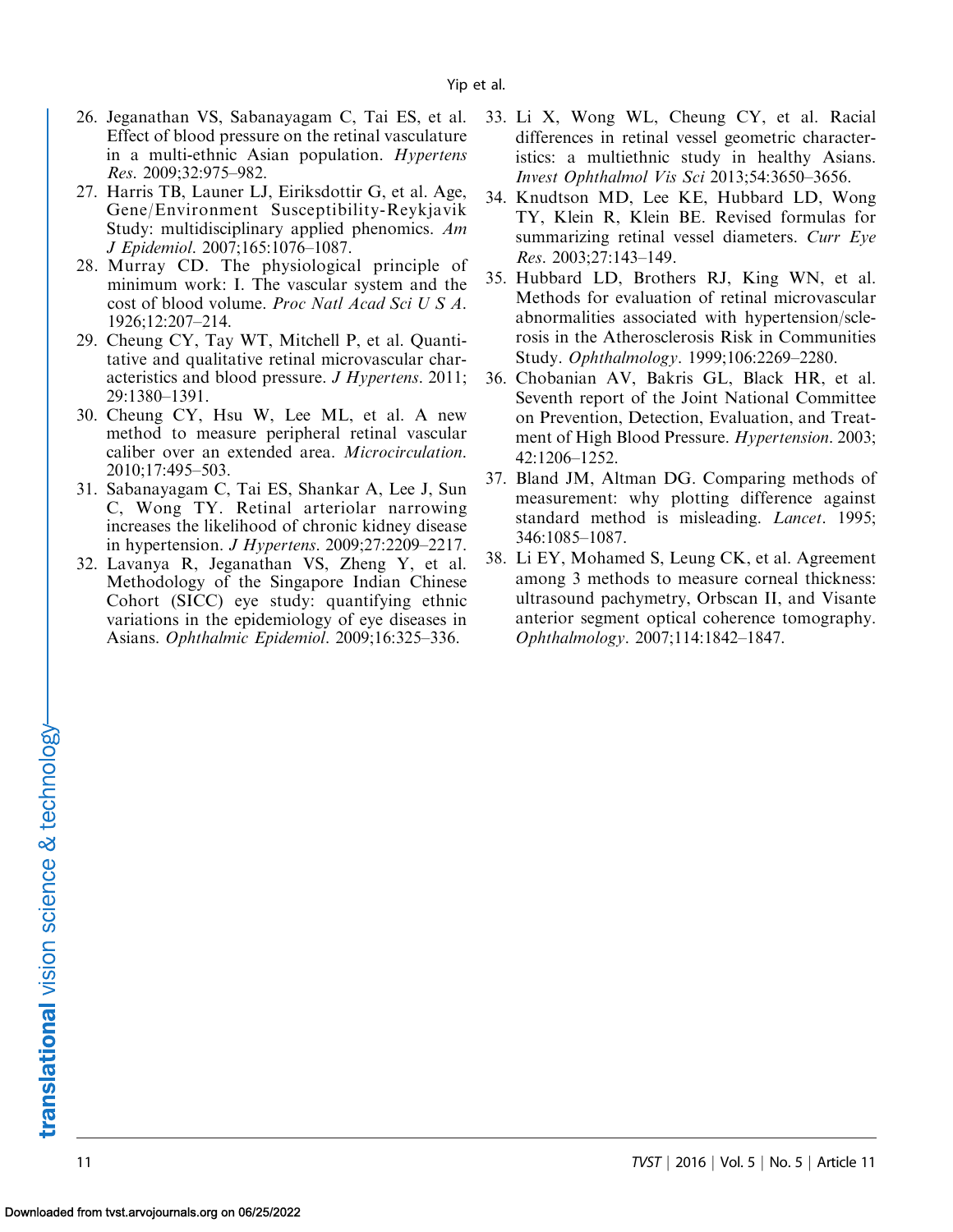26. Jeganathan VS, Sabanayagam C, Tai ES, et al. Effect of blood pressure on the retinal vasculature in a multi-ethnic Asian population. *Hypertens Res*. 2009;32:975–982.
27. Harris TB, Launer LJ, Eiriksdottir G, et al. Age, Gene/Environment Susceptibility-Reykjavik Study: multidisciplinary applied phenomics. *Am J Epidemiol*. 2007;165:1076–1087.
28. Murray CD. The physiological principle of minimum work: I. The vascular system and the cost of blood volume. *Proc Natl Acad Sci U S A*. 1926;12:207–214.
29. Cheung CY, Tay WT, Mitchell P, et al. Quantitative and qualitative retinal microvascular characteristics and blood pressure. *J Hypertens*. 2011; 29:1380–1391.
30. Cheung CY, Hsu W, Lee ML, et al. A new method to measure peripheral retinal vascular caliber over an extended area. *Microcirculation*. 2010;17:495–503.
31. Sabanayagam C, Tai ES, Shankar A, Lee J, Sun C, Wong TY. Retinal arteriolar narrowing increases the likelihood of chronic kidney disease in hypertension. *J Hypertens*. 2009;27:2209–2217.
32. Lavanya R, Jeganathan VS, Zheng Y, et al. Methodology of the Singapore Indian Chinese Cohort (SICC) eye study: quantifying ethnic variations in the epidemiology of eye diseases in Asians. *Ophthalmic Epidemiol*. 2009;16:325–336.
33. Li X, Wong WL, Cheung CY, et al. Racial differences in retinal vessel geometric characteristics: a multiethnic study in healthy Asians. *Invest Ophthalmol Vis Sci* 2013;54:3650–3656.
34. Knudtson MD, Lee KE, Hubbard LD, Wong TY, Klein R, Klein BE. Revised formulas for summarizing retinal vessel diameters. *Curr Eye Res*. 2003;27:143–149.
35. Hubbard LD, Brothers RJ, King WN, et al. Methods for evaluation of retinal microvascular abnormalities associated with hypertension/sclerosis in the Atherosclerosis Risk in Communities Study. *Ophthalmology*. 1999;106:2269–2280.
36. Chobanian AV, Bakris GL, Black HR, et al. Seventh report of the Joint National Committee on Prevention, Detection, Evaluation, and Treatment of High Blood Pressure. *Hypertension*. 2003; 42:1206–1252.
37. Bland JM, Altman DG. Comparing methods of measurement: why plotting difference against standard method is misleading. *Lancet*. 1995; 346:1085–1087.
38. Li EY, Mohamed S, Leung CK, et al. Agreement among 3 methods to measure corneal thickness: ultrasound pachymetry, Orbscan II, and Visante anterior segment optical coherence tomography. *Ophthalmology*. 2007;114:1842–1847.